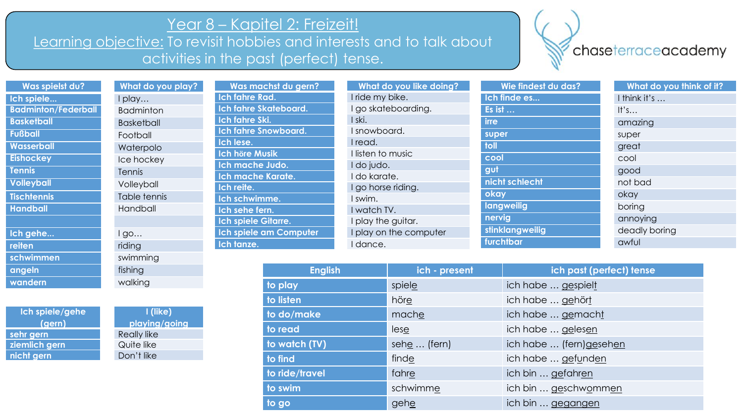# Year 8 – Kapitel 2: Freizeit!

**Learning objective:** To revisit hobbies and interests and to talk about activities in the past (perfect) tense.

chaseterraceacademy

| Was spielst du? | What do you play? |
|---|---|
| Ich spiele... | I play… |
| Badminton/Federball | Badminton |
| Basketball | Basketball |
| Fußball | Football |
| Wasserball | Waterpolo |
| Eishockey | Ice hockey |
| Tennis | Tennis |
| Volleyball | Volleyball |
| Tischtennis | Table tennis |
| Handball | Handball |
| | |
| Ich gehe... | I go… |
| reiten | riding |
| schwimmen | swimming |
| angeln | fishing |
| wandern | walking |

| Ich spiele/gehe (gern) | I (like) playing/going |
|---|---|
| sehr gern | Really like |
| ziemlich gern | Quite like |
| nicht gern | Don't like |

| Was machst du gern? | What do you like doing? |
|---|---|
| Ich fahre Rad. | I ride my bike. |
| Ich fahre Skateboard. | I go skateboarding. |
| Ich fahre Ski. | I ski. |
| Ich fahre Snowboard. | I snowboard. |
| Ich lese. | I read. |
| Ich höre Musik | I listen to music |
| Ich mache Judo. | I do judo. |
| Ich mache Karate. | I do karate. |
| Ich reite. | I go horse riding. |
| Ich schwimme. | I swim. |
| Ich sehe fern. | I watch TV. |
| Ich spiele Gitarre. | I play the guitar. |
| Ich spiele am Computer | I play on the computer |
| Ich tanze. | I dance. |

| Wie findest du das? | What do you think of it? |
|---|---|
| Ich finde es... | I think it's … |
| Es ist … | It's… |
| irre | amazing |
| super | super |
| toll | great |
| cool | cool |
| gut | good |
| nicht schlecht | not bad |
| okay | okay |
| langweilig | boring |
| nervig | annoying |
| stinklangweilig | deadly boring |
| furchtbar | awful |

| English | ich - present | ich past (perfect) tense |
|---|---|---|
| to play | spiele | ich habe … gespielt |
| to listen | höre | ich habe … gehört |
| to do/make | mache | ich habe … gemacht |
| to read | lese | ich habe … gelesen |
| to watch (TV) | sehe … (fern) | ich habe … (fern)gesehen |
| to find | finde | ich habe … gefunden |
| to ride/travel | fahre | ich bin … gefahren |
| to swim | schwimme | ich bin … geschwommen |
| to go | gehe | ich bin … gegangen |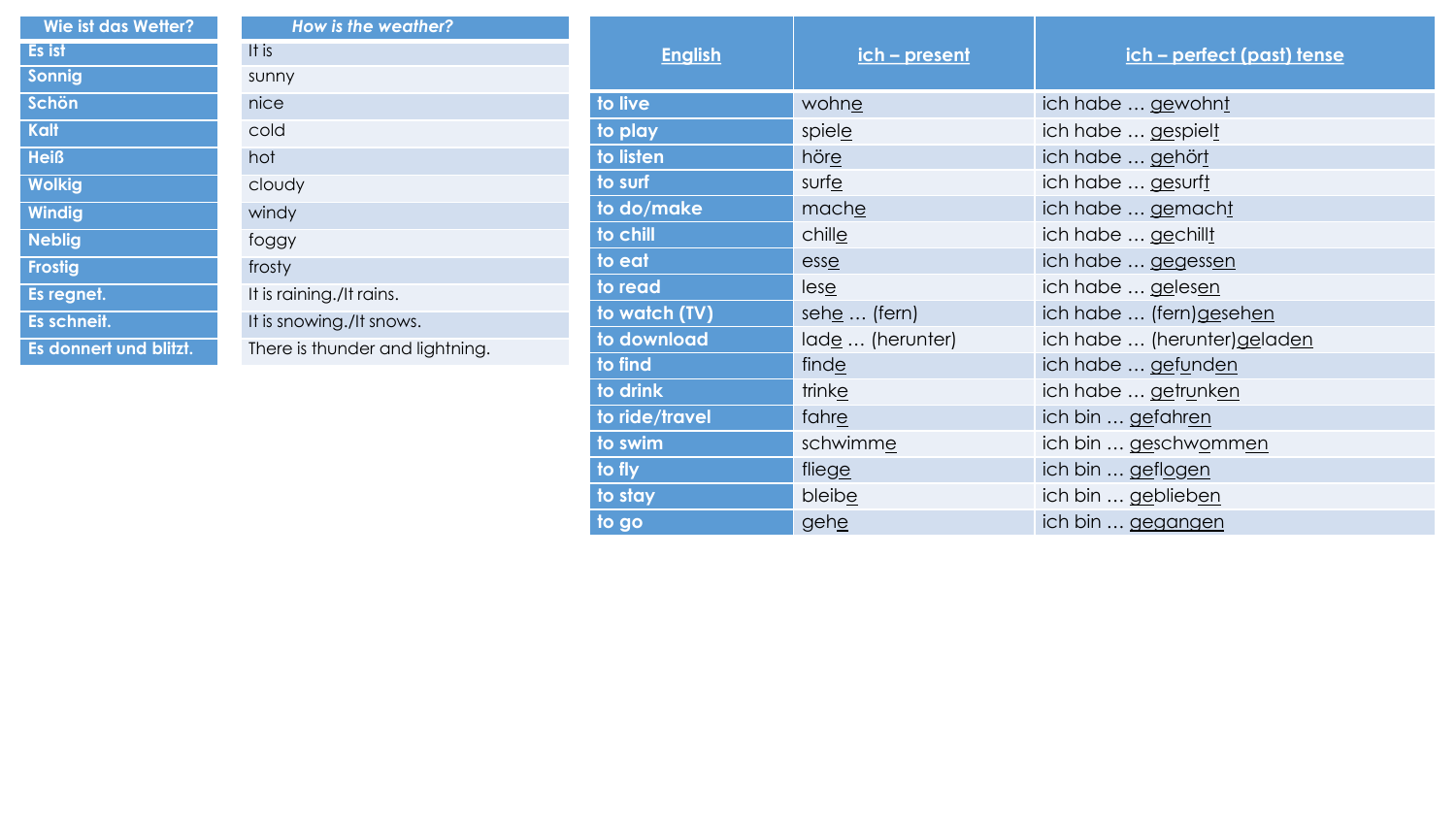| Wie ist das Wetter? | *How is the weather?* |
|---|---|
| Es ist | It is |
| Sonnig | sunny |
| Schön | nice |
| Kalt | cold |
| Heiß | hot |
| Wolkig | cloudy |
| Windig | windy |
| Neblig | foggy |
| Frostig | frosty |
| Es regnet. | It is raining./It rains. |
| Es schneit. | It is snowing./It snows. |
| Es donnert und blitzt. | There is thunder and lightning. |

| English | ich – present | ich – perfect (past) tense |
|---|---|---|
| to live | wohne | ich habe … gewohnt |
| to play | spiele | ich habe … gespielt |
| to listen | höre | ich habe … gehört |
| to surf | surfe | ich habe … gesurft |
| to do/make | mache | ich habe … gemacht |
| to chill | chille | ich habe … gechillt |
| to eat | esse | ich habe … gegessen |
| to read | lese | ich habe … gelesen |
| to watch (TV) | sehe … (fern) | ich habe … (fern)gesehen |
| to download | lade … (herunter) | ich habe … (herunter)geladen |
| to find | finde | ich habe … gefunden |
| to drink | trinke | ich habe … getrunken |
| to ride/travel | fahre | ich bin … gefahren |
| to swim | schwimme | ich bin … geschwommen |
| to fly | fliege | ich bin … geflogen |
| to stay | bleibe | ich bin … geblieben |
| to go | gehe | ich bin … gegangen |